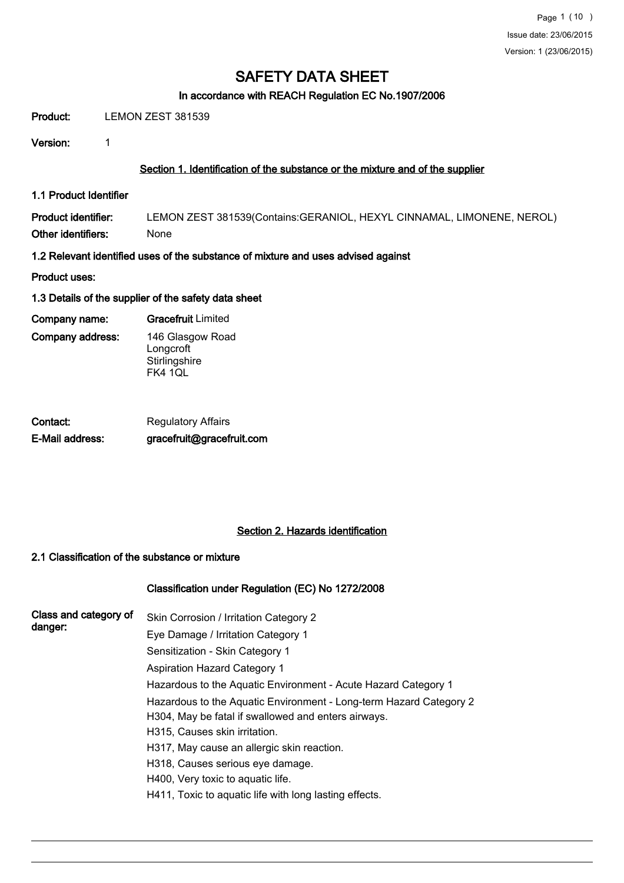Issue date: 23/06/2015

Version: 1 (23/06/2015)

# SAFETY DATA SHEET

### In accordance with REACH Regulation EC No.1907/2006

**Product:** LEMON ZEST 381539

**Version:** 1

## Section 1. Identification of the substance or the mixture and of the supplier

### 1.1 Product Identifier

**Product identifier:** LEMON ZEST 381539(Contains:GERANIOL, HEXYL CINNAMAL, LIMONENE, NEROL)

**Other identifiers:** None

### 1.2 Relevant identified uses of the substance of mixture and uses advised against

**Product uses:**

### 1.3 Details of the supplier of the safety data sheet

**Company name:** **Gracefruit** Limited

**Company address:** 146 Glasgow Road
Longcroft
Stirlingshire
FK4 1QL

**Contact:** Regulatory Affairs

**E-Mail address:** **gracefruit@gracefruit.com**

## Section 2. Hazards identification

### 2.1 Classification of the substance or mixture

**Classification under Regulation (EC) No 1272/2008**

**Class and category of danger:**

Skin Corrosion / Irritation Category 2
Eye Damage / Irritation Category 1
Sensitization - Skin Category 1
Aspiration Hazard Category 1
Hazardous to the Aquatic Environment - Acute Hazard Category 1
Hazardous to the Aquatic Environment - Long-term Hazard Category 2
H304, May be fatal if swallowed and enters airways.
H315, Causes skin irritation.
H317, May cause an allergic skin reaction.
H318, Causes serious eye damage.
H400, Very toxic to aquatic life.
H411, Toxic to aquatic life with long lasting effects.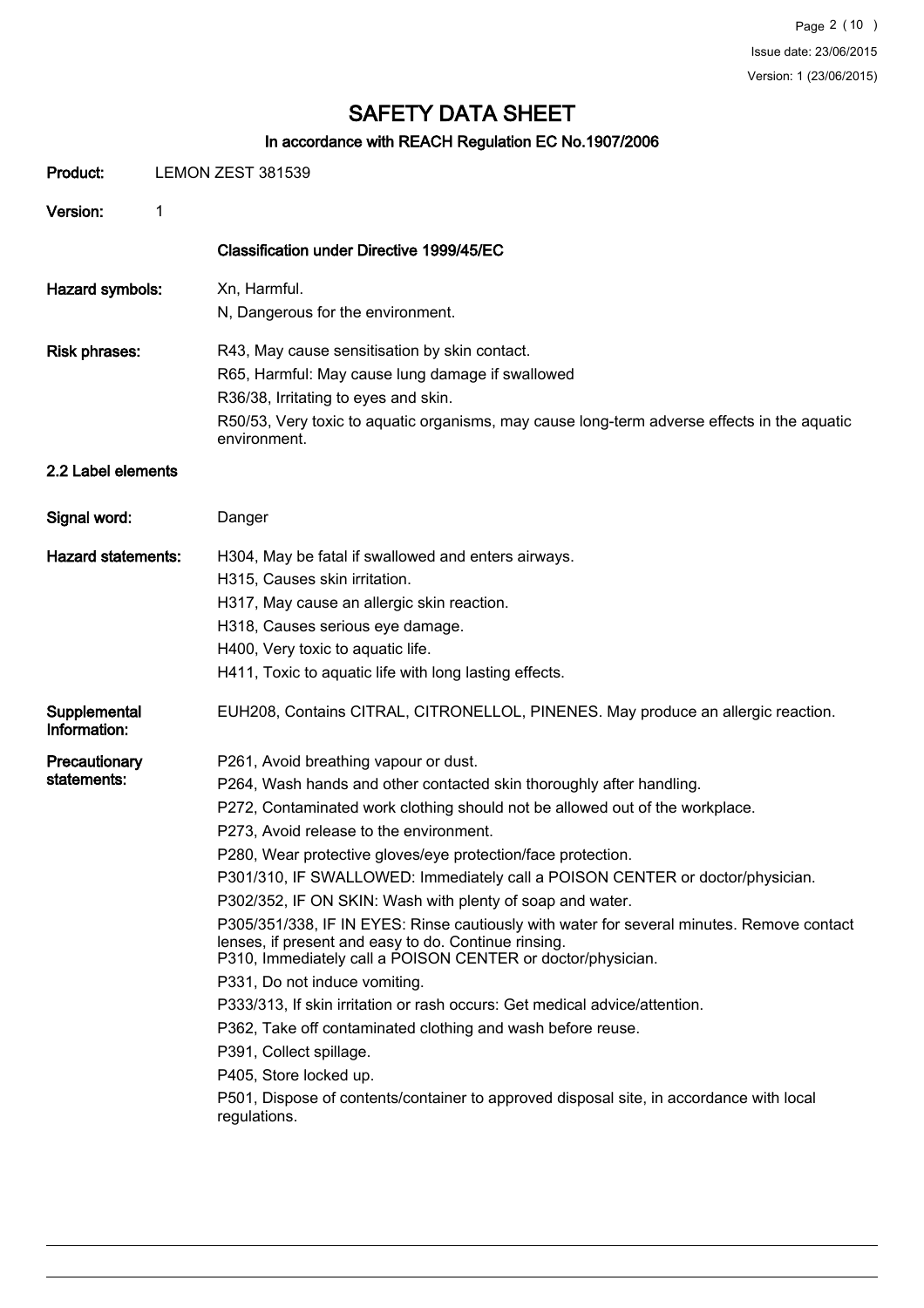# SAFETY DATA SHEET

## In accordance with REACH Regulation EC No.1907/2006

**Product:** LEMON ZEST 381539

**Version:** 1

### Classification under Directive 1999/45/EC

**Hazard symbols:**
Xn, Harmful.
N, Dangerous for the environment.

**Risk phrases:**
R43, May cause sensitisation by skin contact.
R65, Harmful: May cause lung damage if swallowed
R36/38, Irritating to eyes and skin.
R50/53, Very toxic to aquatic organisms, may cause long-term adverse effects in the aquatic environment.

### 2.2 Label elements

**Signal word:** Danger

**Hazard statements:**
H304, May be fatal if swallowed and enters airways.
H315, Causes skin irritation.
H317, May cause an allergic skin reaction.
H318, Causes serious eye damage.
H400, Very toxic to aquatic life.
H411, Toxic to aquatic life with long lasting effects.

**Supplemental Information:** EUH208, Contains CITRAL, CITRONELLOL, PINENES. May produce an allergic reaction.

**Precautionary statements:**
P261, Avoid breathing vapour or dust.
P264, Wash hands and other contacted skin thoroughly after handling.
P272, Contaminated work clothing should not be allowed out of the workplace.
P273, Avoid release to the environment.
P280, Wear protective gloves/eye protection/face protection.
P301/310, IF SWALLOWED: Immediately call a POISON CENTER or doctor/physician.
P302/352, IF ON SKIN: Wash with plenty of soap and water.
P305/351/338, IF IN EYES: Rinse cautiously with water for several minutes. Remove contact lenses, if present and easy to do. Continue rinsing.
P310, Immediately call a POISON CENTER or doctor/physician.
P331, Do not induce vomiting.
P333/313, If skin irritation or rash occurs: Get medical advice/attention.
P362, Take off contaminated clothing and wash before reuse.
P391, Collect spillage.
P405, Store locked up.
P501, Dispose of contents/container to approved disposal site, in accordance with local regulations.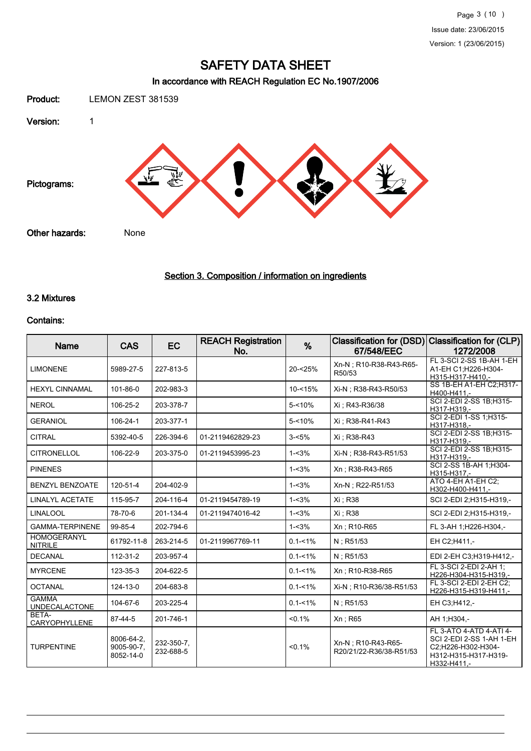# SAFETY DATA SHEET

## In accordance with REACH Regulation EC No.1907/2006

**Product:** LEMON ZEST 381539

**Version:** 1

**Pictograms:**

**Other hazards:** None

## Section 3. Composition / information on ingredients

### 3.2 Mixtures

**Contains:**

| Name | CAS | EC | REACH Registration No. | % | Classification for (DSD) 67/548/EEC | Classification for (CLP) 1272/2008 |
|---|---|---|---|---|---|---|
| LIMONENE | 5989-27-5 | 227-813-5 | | 20-<25% | Xn-N ; R10-R38-R43-R65-R50/53 | FL 3-SCI 2-SS 1B-AH 1-EH A1-EH C1;H226-H304-H315-H317-H410,- |
| HEXYL CINNAMAL | 101-86-0 | 202-983-3 | | 10-<15% | Xi-N ; R38-R43-R50/53 | SS 1B-EH A1-EH C2;H317-H400-H411,- |
| NEROL | 106-25-2 | 203-378-7 | | 5-<10% | Xi ; R43-R36/38 | SCI 2-EDI 2-SS 1B;H315-H317-H319,- |
| GERANIOL | 106-24-1 | 203-377-1 | | 5-<10% | Xi ; R38-R41-R43 | SCI 2-EDI 1-SS 1;H315-H317-H318,- |
| CITRAL | 5392-40-5 | 226-394-6 | 01-2119462829-23 | 3-<5% | Xi ; R38-R43 | SCI 2-EDI 2-SS 1B;H315-H317-H319,- |
| CITRONELLOL | 106-22-9 | 203-375-0 | 01-2119453995-23 | 1-<3% | Xi-N ; R38-R43-R51/53 | SCI 2-EDI 2-SS 1B;H315-H317-H319,- |
| PINENES | | | | 1-<3% | Xn ; R38-R43-R65 | SCI 2-SS 1B-AH 1;H304-H315-H317,- |
| BENZYL BENZOATE | 120-51-4 | 204-402-9 | | 1-<3% | Xn-N ; R22-R51/53 | ATO 4-EH A1-EH C2;H302-H400-H411,- |
| LINALYL ACETATE | 115-95-7 | 204-116-4 | 01-2119454789-19 | 1-<3% | Xi ; R38 | SCI 2-EDI 2;H315-H319,- |
| LINALOOL | 78-70-6 | 201-134-4 | 01-2119474016-42 | 1-<3% | Xi ; R38 | SCI 2-EDI 2;H315-H319,- |
| GAMMA-TERPINENE | 99-85-4 | 202-794-6 | | 1-<3% | Xn ; R10-R65 | FL 3-AH 1;H226-H304,- |
| HOMOGERANYL NITRILE | 61792-11-8 | 263-214-5 | 01-2119967769-11 | 0.1-<1% | N ; R51/53 | EH C2;H411,- |
| DECANAL | 112-31-2 | 203-957-4 | | 0.1-<1% | N ; R51/53 | EDI 2-EH C3;H319-H412,- |
| MYRCENE | 123-35-3 | 204-622-5 | | 0.1-<1% | Xn ; R10-R38-R65 | FL 3-SCI 2-EDI 2-AH 1;H226-H304-H315-H319,- |
| OCTANAL | 124-13-0 | 204-683-8 | | 0.1-<1% | Xi-N ; R10-R36/38-R51/53 | FL 3-SCI 2-EDI 2-EH C2;H226-H315-H319-H411,- |
| GAMMA UNDECALACTONE | 104-67-6 | 203-225-4 | | 0.1-<1% | N ; R51/53 | EH C3;H412,- |
| BETA-CARYOPHYLLENE | 87-44-5 | 201-746-1 | | <0.1% | Xn ; R65 | AH 1;H304,- |
| TURPENTINE | 8006-64-2, 9005-90-7, 8052-14-0 | 232-350-7, 232-688-5 | | <0.1% | Xn-N ; R10-R43-R65-R20/21/22-R36/38-R51/53 | FL 3-ATO 4-ATD 4-ATI 4-SCI 2-EDI 2-SS 1-AH 1-EH C2;H226-H302-H304-H312-H315-H317-H319-H332-H411,- |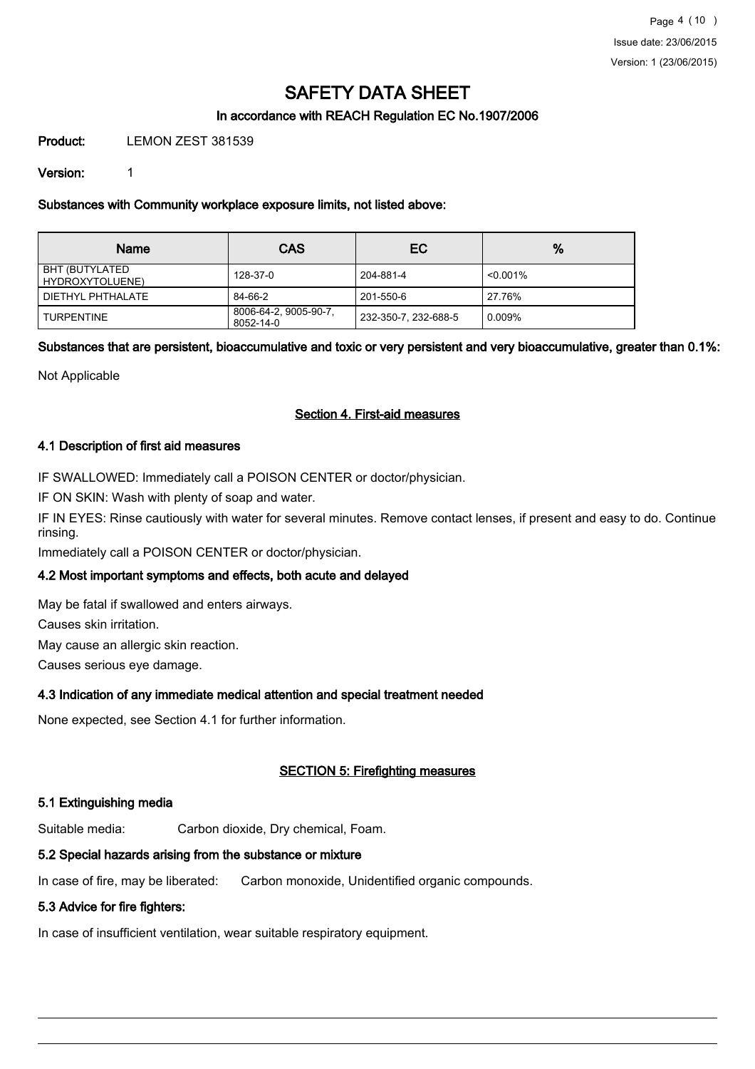# SAFETY DATA SHEET

### In accordance with REACH Regulation EC No.1907/2006

**Product:** LEMON ZEST 381539

**Version:** 1

**Substances with Community workplace exposure limits, not listed above:**

| Name | CAS | EC | % |
|---|---|---|---|
| BHT (BUTYLATED HYDROXYTOLUENE) | 128-37-0 | 204-881-4 | <0.001% |
| DIETHYL PHTHALATE | 84-66-2 | 201-550-6 | 27.76% |
| TURPENTINE | 8006-64-2, 9005-90-7, 8052-14-0 | 232-350-7, 232-688-5 | 0.009% |

**Substances that are persistent, bioaccumulative and toxic or very persistent and very bioaccumulative, greater than 0.1%:**

Not Applicable

## Section 4. First-aid measures

### 4.1 Description of first aid measures

IF SWALLOWED: Immediately call a POISON CENTER or doctor/physician.

IF ON SKIN: Wash with plenty of soap and water.

IF IN EYES: Rinse cautiously with water for several minutes. Remove contact lenses, if present and easy to do. Continue rinsing.

Immediately call a POISON CENTER or doctor/physician.

### 4.2 Most important symptoms and effects, both acute and delayed

May be fatal if swallowed and enters airways.

Causes skin irritation.

May cause an allergic skin reaction.

Causes serious eye damage.

### 4.3 Indication of any immediate medical attention and special treatment needed

None expected, see Section 4.1 for further information.

## SECTION 5: Firefighting measures

### 5.1 Extinguishing media

Suitable media: Carbon dioxide, Dry chemical, Foam.

### 5.2 Special hazards arising from the substance or mixture

In case of fire, may be liberated: Carbon monoxide, Unidentified organic compounds.

### 5.3 Advice for fire fighters:

In case of insufficient ventilation, wear suitable respiratory equipment.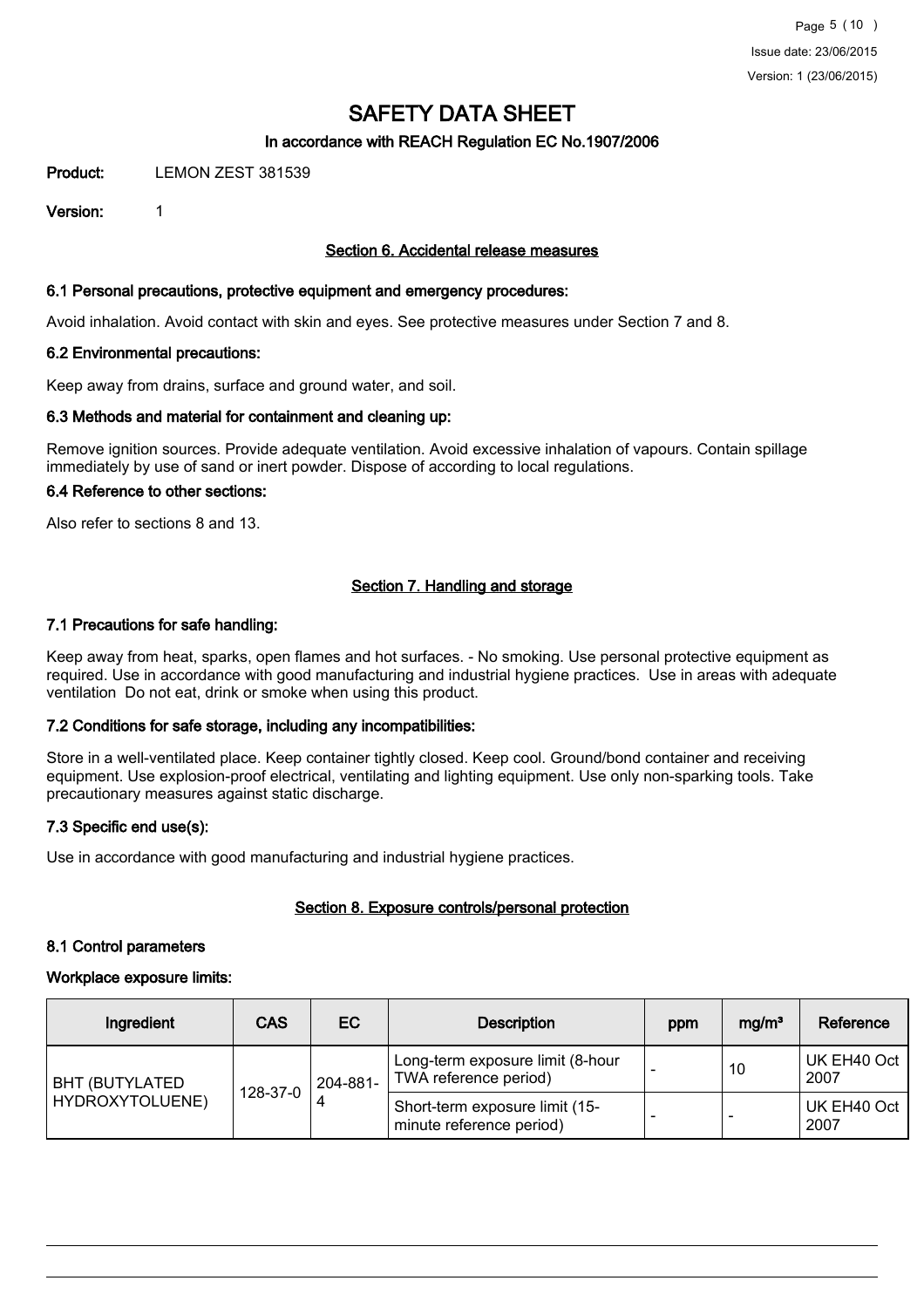# SAFETY DATA SHEET

**In accordance with REACH Regulation EC No.1907/2006**

**Product:** LEMON ZEST 381539

**Version:** 1

## Section 6. Accidental release measures

### 6.1 Personal precautions, protective equipment and emergency procedures:

Avoid inhalation. Avoid contact with skin and eyes. See protective measures under Section 7 and 8.

### 6.2 Environmental precautions:

Keep away from drains, surface and ground water, and soil.

### 6.3 Methods and material for containment and cleaning up:

Remove ignition sources. Provide adequate ventilation. Avoid excessive inhalation of vapours. Contain spillage immediately by use of sand or inert powder. Dispose of according to local regulations.

### 6.4 Reference to other sections:

Also refer to sections 8 and 13.

## Section 7. Handling and storage

### 7.1 Precautions for safe handling:

Keep away from heat, sparks, open flames and hot surfaces. - No smoking. Use personal protective equipment as required. Use in accordance with good manufacturing and industrial hygiene practices. Use in areas with adequate ventilation Do not eat, drink or smoke when using this product.

### 7.2 Conditions for safe storage, including any incompatibilities:

Store in a well-ventilated place. Keep container tightly closed. Keep cool. Ground/bond container and receiving equipment. Use explosion-proof electrical, ventilating and lighting equipment. Use only non-sparking tools. Take precautionary measures against static discharge.

### 7.3 Specific end use(s):

Use in accordance with good manufacturing and industrial hygiene practices.

## Section 8. Exposure controls/personal protection

### 8.1 Control parameters

**Workplace exposure limits:**

| Ingredient | CAS | EC | Description | ppm | mg/m³ | Reference |
|---|---|---|---|---|---|---|
| BHT (BUTYLATED HYDROXYTOLUENE) | 128-37-0 | 204-881-4 | Long-term exposure limit (8-hour TWA reference period) | - | 10 | UK EH40 Oct 2007 |
| | | | Short-term exposure limit (15-minute reference period) | - | - | UK EH40 Oct 2007 |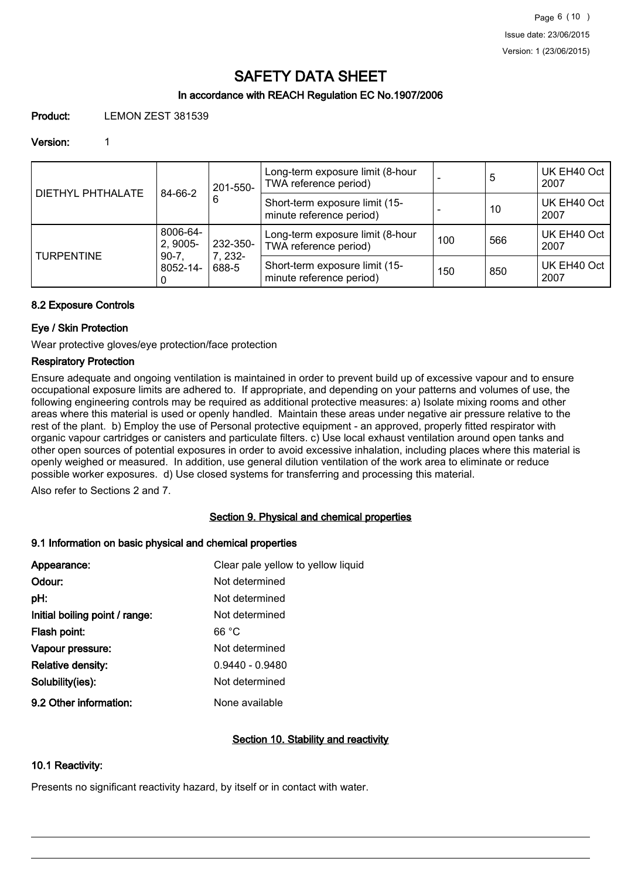# SAFETY DATA SHEET

### In accordance with REACH Regulation EC No.1907/2006

**Product:** LEMON ZEST 381539

**Version:** 1

| | | | | | | |
|---|---|---|---|---|---|---|
| DIETHYL PHTHALATE | 84-66-2 | 201-550-6 | Long-term exposure limit (8-hour TWA reference period) | - | 5 | UK EH40 Oct 2007 |
| | | | Short-term exposure limit (15-minute reference period) | - | 10 | UK EH40 Oct 2007 |
| TURPENTINE | 8006-64-2, 9005-90-7, 8052-14-0 | 232-350-7, 232-688-5 | Long-term exposure limit (8-hour TWA reference period) | 100 | 566 | UK EH40 Oct 2007 |
| | | | Short-term exposure limit (15-minute reference period) | 150 | 850 | UK EH40 Oct 2007 |

### 8.2 Exposure Controls

#### Eye / Skin Protection

Wear protective gloves/eye protection/face protection

#### Respiratory Protection

Ensure adequate and ongoing ventilation is maintained in order to prevent build up of excessive vapour and to ensure occupational exposure limits are adhered to. If appropriate, and depending on your patterns and volumes of use, the following engineering controls may be required as additional protective measures: a) Isolate mixing rooms and other areas where this material is used or openly handled. Maintain these areas under negative air pressure relative to the rest of the plant. b) Employ the use of Personal protective equipment - an approved, properly fitted respirator with organic vapour cartridges or canisters and particulate filters. c) Use local exhaust ventilation around open tanks and other open sources of potential exposures in order to avoid excessive inhalation, including places where this material is openly weighed or measured. In addition, use general dilution ventilation of the work area to eliminate or reduce possible worker exposures. d) Use closed systems for transferring and processing this material.

Also refer to Sections 2 and 7.

## Section 9. Physical and chemical properties

### 9.1 Information on basic physical and chemical properties

**Appearance:** Clear pale yellow to yellow liquid

**Odour:** Not determined

**pH:** Not determined

**Initial boiling point / range:** Not determined

**Flash point:** 66 °C

**Vapour pressure:** Not determined

**Relative density:** 0.9440 - 0.9480

**Solubility(ies):** Not determined

**9.2 Other information:** None available

## Section 10. Stability and reactivity

### 10.1 Reactivity:

Presents no significant reactivity hazard, by itself or in contact with water.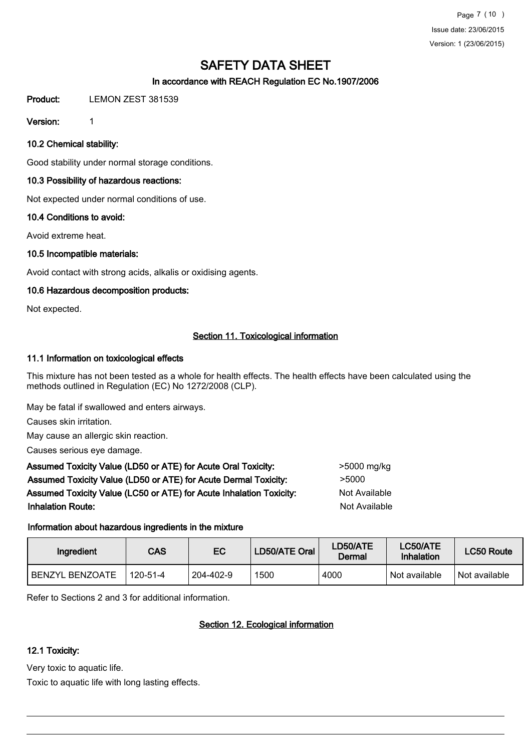# SAFETY DATA SHEET

### In accordance with REACH Regulation EC No.1907/2006

**Product:** LEMON ZEST 381539

**Version:** 1

### 10.2 Chemical stability:

Good stability under normal storage conditions.

### 10.3 Possibility of hazardous reactions:

Not expected under normal conditions of use.

### 10.4 Conditions to avoid:

Avoid extreme heat.

### 10.5 Incompatible materials:

Avoid contact with strong acids, alkalis or oxidising agents.

### 10.6 Hazardous decomposition products:

Not expected.

## Section 11. Toxicological information

### 11.1 Information on toxicological effects

This mixture has not been tested as a whole for health effects. The health effects have been calculated using the methods outlined in Regulation (EC) No 1272/2008 (CLP).

May be fatal if swallowed and enters airways.

Causes skin irritation.

May cause an allergic skin reaction.

Causes serious eye damage.

**Assumed Toxicity Value (LD50 or ATE) for Acute Oral Toxicity:** >5000 mg/kg

**Assumed Toxicity Value (LD50 or ATE) for Acute Dermal Toxicity:** >5000

**Assumed Toxicity Value (LC50 or ATE) for Acute Inhalation Toxicity:** Not Available

**Inhalation Route:** Not Available

**Information about hazardous ingredients in the mixture**

| Ingredient | CAS | EC | LD50/ATE Oral | LD50/ATE Dermal | LC50/ATE Inhalation | LC50 Route |
|---|---|---|---|---|---|---|
| BENZYL BENZOATE | 120-51-4 | 204-402-9 | 1500 | 4000 | Not available | Not available |

Refer to Sections 2 and 3 for additional information.

## Section 12. Ecological information

### 12.1 Toxicity:

Very toxic to aquatic life.

Toxic to aquatic life with long lasting effects.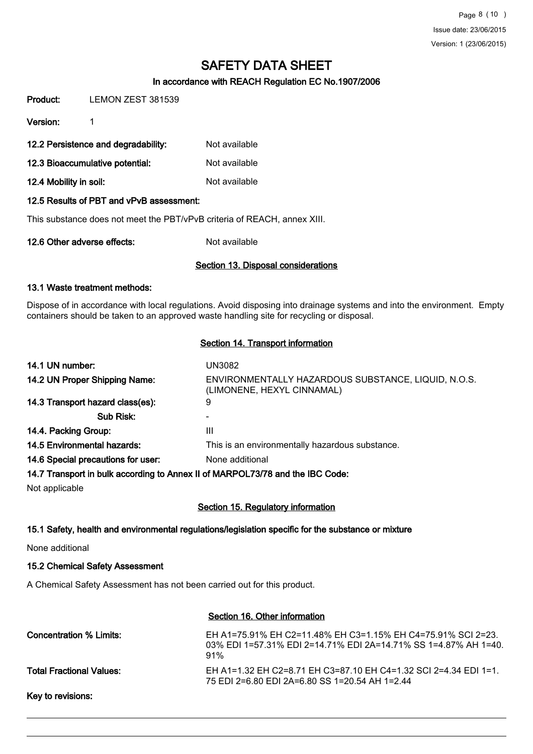**Product:** LEMON ZEST 381539

**Version:** 1

**12.2 Persistence and degradability:** Not available

**12.3 Bioaccumulative potential:** Not available

**12.4 Mobility in soil:** Not available

**12.5 Results of PBT and vPvB assessment:**

This substance does not meet the PBT/vPvB criteria of REACH, annex XIII.

**12.6 Other adverse effects:** Not available

## Section 13. Disposal considerations

**13.1 Waste treatment methods:**

Dispose of in accordance with local regulations. Avoid disposing into drainage systems and into the environment. Empty containers should be taken to an approved waste handling site for recycling or disposal.

## Section 14. Transport information

| | |
|---|---|
| **14.1 UN number:** | UN3082 |
| **14.2 UN Proper Shipping Name:** | ENVIRONMENTALLY HAZARDOUS SUBSTANCE, LIQUID, N.O.S. (LIMONENE, HEXYL CINNAMAL) |
| **14.3 Transport hazard class(es):** | 9 |
| **Sub Risk:** | - |
| **14.4. Packing Group:** | III |
| **14.5 Environmental hazards:** | This is an environmentally hazardous substance. |
| **14.6 Special precautions for user:** | None additional |

**14.7 Transport in bulk according to Annex II of MARPOL73/78 and the IBC Code:**

Not applicable

## Section 15. Regulatory information

**15.1 Safety, health and environmental regulations/legislation specific for the substance or mixture**

None additional

**15.2 Chemical Safety Assessment**

A Chemical Safety Assessment has not been carried out for this product.

## Section 16. Other information

**Concentration % Limits:** EH A1=75.91% EH C2=11.48% EH C3=1.15% EH C4=75.91% SCI 2=23.03% EDI 1=57.31% EDI 2=14.71% EDI 2A=14.71% SS 1=4.87% AH 1=40.91%

**Total Fractional Values:** EH A1=1.32 EH C2=8.71 EH C3=87.10 EH C4=1.32 SCI 2=4.34 EDI 1=1.75 EDI 2=6.80 EDI 2A=6.80 SS 1=20.54 AH 1=2.44

**Key to revisions:**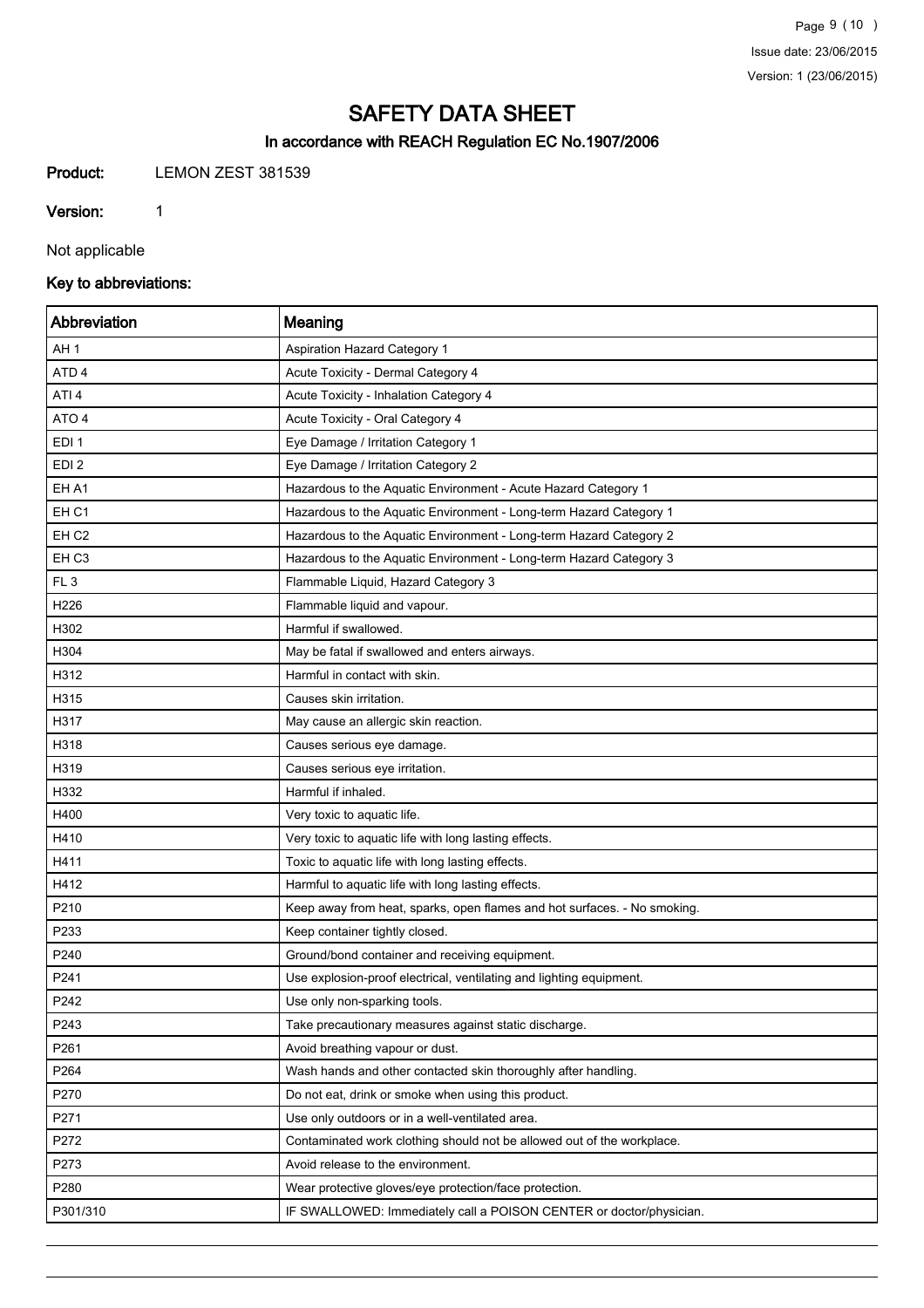# SAFETY DATA SHEET

## In accordance with REACH Regulation EC No.1907/2006

**Product:** LEMON ZEST 381539

**Version:** 1

Not applicable

### Key to abbreviations:

| Abbreviation | Meaning |
|---|---|
| AH 1 | Aspiration Hazard Category 1 |
| ATD 4 | Acute Toxicity - Dermal Category 4 |
| ATI 4 | Acute Toxicity - Inhalation Category 4 |
| ATO 4 | Acute Toxicity - Oral Category 4 |
| EDI 1 | Eye Damage / Irritation Category 1 |
| EDI 2 | Eye Damage / Irritation Category 2 |
| EH A1 | Hazardous to the Aquatic Environment - Acute Hazard Category 1 |
| EH C1 | Hazardous to the Aquatic Environment - Long-term Hazard Category 1 |
| EH C2 | Hazardous to the Aquatic Environment - Long-term Hazard Category 2 |
| EH C3 | Hazardous to the Aquatic Environment - Long-term Hazard Category 3 |
| FL 3 | Flammable Liquid, Hazard Category 3 |
| H226 | Flammable liquid and vapour. |
| H302 | Harmful if swallowed. |
| H304 | May be fatal if swallowed and enters airways. |
| H312 | Harmful in contact with skin. |
| H315 | Causes skin irritation. |
| H317 | May cause an allergic skin reaction. |
| H318 | Causes serious eye damage. |
| H319 | Causes serious eye irritation. |
| H332 | Harmful if inhaled. |
| H400 | Very toxic to aquatic life. |
| H410 | Very toxic to aquatic life with long lasting effects. |
| H411 | Toxic to aquatic life with long lasting effects. |
| H412 | Harmful to aquatic life with long lasting effects. |
| P210 | Keep away from heat, sparks, open flames and hot surfaces. - No smoking. |
| P233 | Keep container tightly closed. |
| P240 | Ground/bond container and receiving equipment. |
| P241 | Use explosion-proof electrical, ventilating and lighting equipment. |
| P242 | Use only non-sparking tools. |
| P243 | Take precautionary measures against static discharge. |
| P261 | Avoid breathing vapour or dust. |
| P264 | Wash hands and other contacted skin thoroughly after handling. |
| P270 | Do not eat, drink or smoke when using this product. |
| P271 | Use only outdoors or in a well-ventilated area. |
| P272 | Contaminated work clothing should not be allowed out of the workplace. |
| P273 | Avoid release to the environment. |
| P280 | Wear protective gloves/eye protection/face protection. |
| P301/310 | IF SWALLOWED: Immediately call a POISON CENTER or doctor/physician. |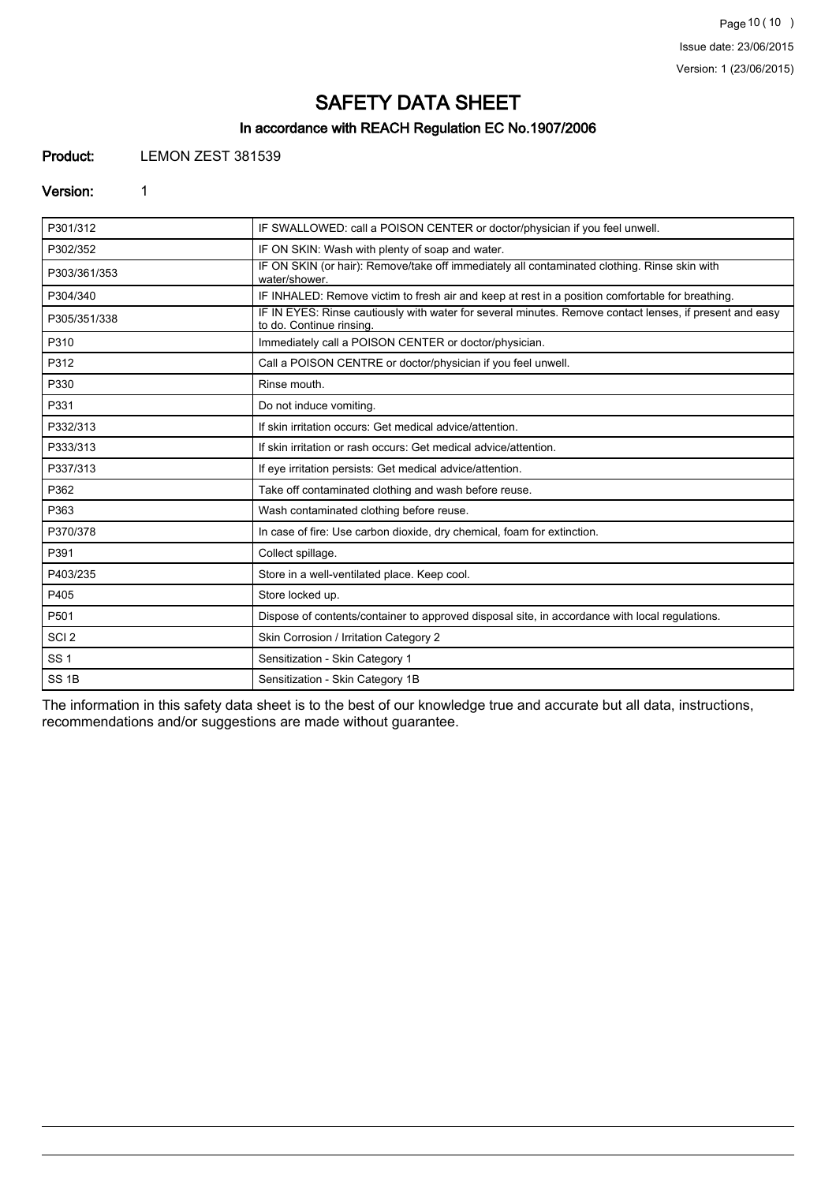# SAFETY DATA SHEET

## In accordance with REACH Regulation EC No.1907/2006

**Product:** LEMON ZEST 381539

**Version:** 1

| | |
|---|---|
| P301/312 | IF SWALLOWED: call a POISON CENTER or doctor/physician if you feel unwell. |
| P302/352 | IF ON SKIN: Wash with plenty of soap and water. |
| P303/361/353 | IF ON SKIN (or hair): Remove/take off immediately all contaminated clothing. Rinse skin with water/shower. |
| P304/340 | IF INHALED: Remove victim to fresh air and keep at rest in a position comfortable for breathing. |
| P305/351/338 | IF IN EYES: Rinse cautiously with water for several minutes. Remove contact lenses, if present and easy to do. Continue rinsing. |
| P310 | Immediately call a POISON CENTER or doctor/physician. |
| P312 | Call a POISON CENTRE or doctor/physician if you feel unwell. |
| P330 | Rinse mouth. |
| P331 | Do not induce vomiting. |
| P332/313 | If skin irritation occurs: Get medical advice/attention. |
| P333/313 | If skin irritation or rash occurs: Get medical advice/attention. |
| P337/313 | If eye irritation persists: Get medical advice/attention. |
| P362 | Take off contaminated clothing and wash before reuse. |
| P363 | Wash contaminated clothing before reuse. |
| P370/378 | In case of fire: Use carbon dioxide, dry chemical, foam for extinction. |
| P391 | Collect spillage. |
| P403/235 | Store in a well-ventilated place. Keep cool. |
| P405 | Store locked up. |
| P501 | Dispose of contents/container to approved disposal site, in accordance with local regulations. |
| SCI 2 | Skin Corrosion / Irritation Category 2 |
| SS 1 | Sensitization - Skin Category 1 |
| SS 1B | Sensitization - Skin Category 1B |

The information in this safety data sheet is to the best of our knowledge true and accurate but all data, instructions, recommendations and/or suggestions are made without guarantee.